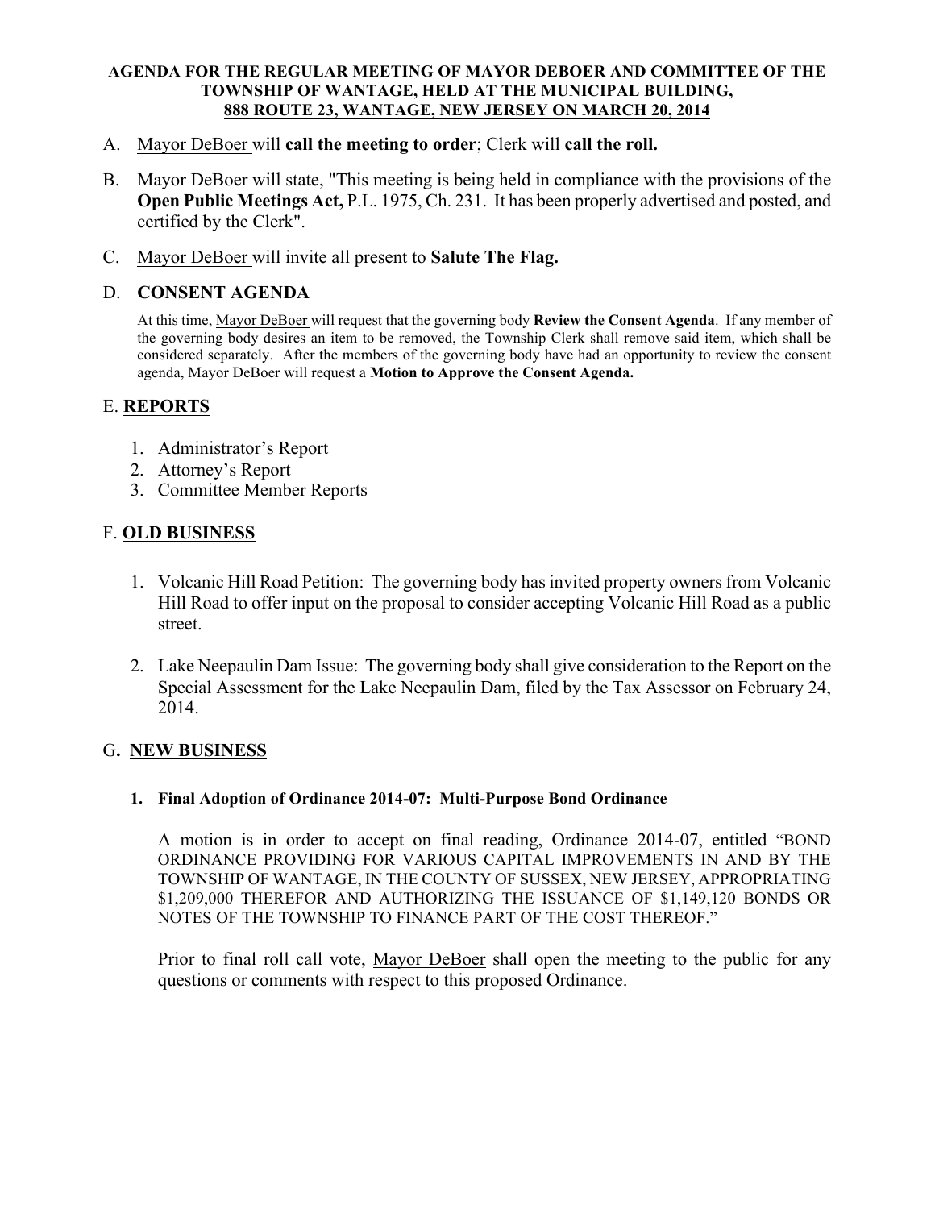# AGENDA FOR THE REGULAR MEETING OF MAYOR DEBOER AND COMMITTEE OF THE TOWNSHIP OF WANTAGE, HELD AT THE MUNICIPAL BUILDING, 888 ROUTE 23, WANTAGE, NEW JERSEY ON MARCH 20, 2014

A. Mayor DeBoer will **call the meeting to order**; Clerk will **call the roll.**

B. Mayor DeBoer will state, "This meeting is being held in compliance with the provisions of the **Open Public Meetings Act,** P.L. 1975, Ch. 231. It has been properly advertised and posted, and certified by the Clerk".

C. Mayor DeBoer will invite all present to **Salute The Flag.**

## D. CONSENT AGENDA

At this time, Mayor DeBoer will request that the governing body **Review the Consent Agenda**. If any member of the governing body desires an item to be removed, the Township Clerk shall remove said item, which shall be considered separately. After the members of the governing body have had an opportunity to review the consent agenda, Mayor DeBoer will request a **Motion to Approve the Consent Agenda.**

## E. REPORTS

1. Administrator's Report
2. Attorney's Report
3. Committee Member Reports

## F. OLD BUSINESS

1. Volcanic Hill Road Petition: The governing body has invited property owners from Volcanic Hill Road to offer input on the proposal to consider accepting Volcanic Hill Road as a public street.

2. Lake Neepaulin Dam Issue: The governing body shall give consideration to the Report on the Special Assessment for the Lake Neepaulin Dam, filed by the Tax Assessor on February 24, 2014.

## G. NEW BUSINESS

### 1. Final Adoption of Ordinance 2014-07: Multi-Purpose Bond Ordinance

A motion is in order to accept on final reading, Ordinance 2014-07, entitled "BOND ORDINANCE PROVIDING FOR VARIOUS CAPITAL IMPROVEMENTS IN AND BY THE TOWNSHIP OF WANTAGE, IN THE COUNTY OF SUSSEX, NEW JERSEY, APPROPRIATING $1,209,000 THEREFOR AND AUTHORIZING THE ISSUANCE OF $1,149,120 BONDS OR NOTES OF THE TOWNSHIP TO FINANCE PART OF THE COST THEREOF."

Prior to final roll call vote, Mayor DeBoer shall open the meeting to the public for any questions or comments with respect to this proposed Ordinance.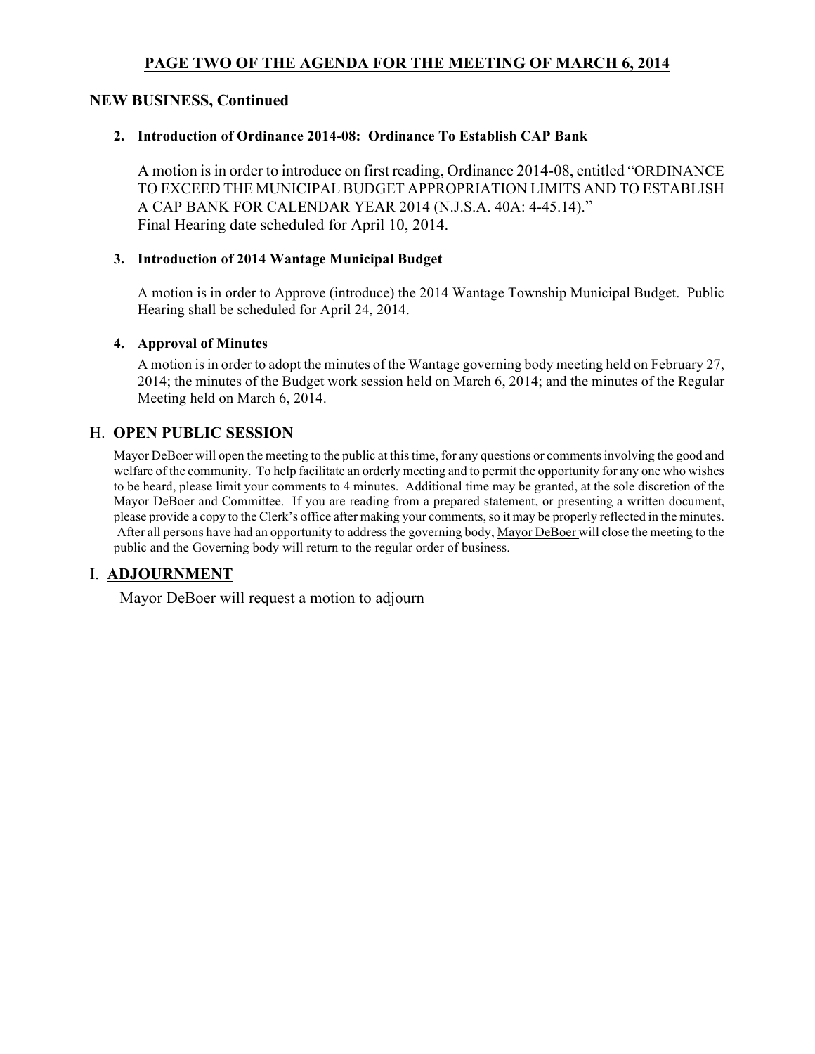## PAGE TWO OF THE AGENDA FOR THE MEETING OF MARCH 6, 2014

### NEW BUSINESS, Continued

**2. Introduction of Ordinance 2014-08: Ordinance To Establish CAP Bank**

A motion is in order to introduce on first reading, Ordinance 2014-08, entitled "ORDINANCE TO EXCEED THE MUNICIPAL BUDGET APPROPRIATION LIMITS AND TO ESTABLISH A CAP BANK FOR CALENDAR YEAR 2014 (N.J.S.A. 40A: 4-45.14)."
Final Hearing date scheduled for April 10, 2014.

**3. Introduction of 2014 Wantage Municipal Budget**

A motion is in order to Approve (introduce) the 2014 Wantage Township Municipal Budget. Public Hearing shall be scheduled for April 24, 2014.

**4. Approval of Minutes**

A motion is in order to adopt the minutes of the Wantage governing body meeting held on February 27, 2014; the minutes of the Budget work session held on March 6, 2014; and the minutes of the Regular Meeting held on March 6, 2014.

### H. OPEN PUBLIC SESSION

Mayor DeBoer will open the meeting to the public at this time, for any questions or comments involving the good and welfare of the community. To help facilitate an orderly meeting and to permit the opportunity for any one who wishes to be heard, please limit your comments to 4 minutes. Additional time may be granted, at the sole discretion of the Mayor DeBoer and Committee. If you are reading from a prepared statement, or presenting a written document, please provide a copy to the Clerk's office after making your comments, so it may be properly reflected in the minutes. After all persons have had an opportunity to address the governing body, Mayor DeBoer will close the meeting to the public and the Governing body will return to the regular order of business.

### I. ADJOURNMENT

Mayor DeBoer will request a motion to adjourn